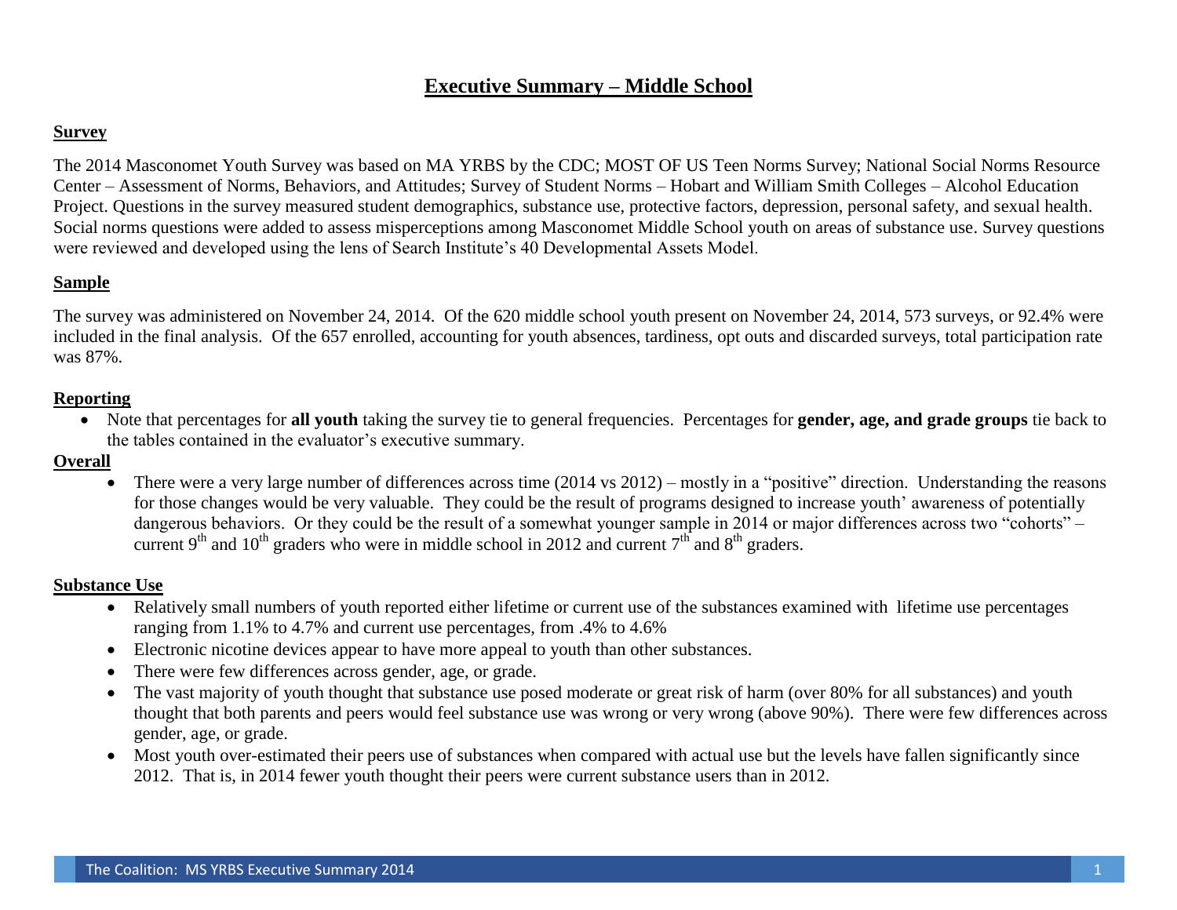# Executive Summary – Middle School

## Survey

The 2014 Masconomet Youth Survey was based on MA YRBS by the CDC; MOST OF US Teen Norms Survey; National Social Norms Resource Center – Assessment of Norms, Behaviors, and Attitudes; Survey of Student Norms – Hobart and William Smith Colleges – Alcohol Education Project. Questions in the survey measured student demographics, substance use, protective factors, depression, personal safety, and sexual health. Social norms questions were added to assess misperceptions among Masconomet Middle School youth on areas of substance use. Survey questions were reviewed and developed using the lens of Search Institute's 40 Developmental Assets Model.

## Sample

The survey was administered on November 24, 2014. Of the 620 middle school youth present on November 24, 2014, 573 surveys, or 92.4% were included in the final analysis. Of the 657 enrolled, accounting for youth absences, tardiness, opt outs and discarded surveys, total participation rate was 87%.

## Reporting

- Note that percentages for **all youth** taking the survey tie to general frequencies. Percentages for **gender, age, and grade groups** tie back to the tables contained in the evaluator's executive summary.

## Overall

- There were a very large number of differences across time (2014 vs 2012) – mostly in a "positive" direction. Understanding the reasons for those changes would be very valuable. They could be the result of programs designed to increase youth' awareness of potentially dangerous behaviors. Or they could be the result of a somewhat younger sample in 2014 or major differences across two "cohorts" – current 9th and 10th graders who were in middle school in 2012 and current 7th and 8th graders.

## Substance Use

- Relatively small numbers of youth reported either lifetime or current use of the substances examined with lifetime use percentages ranging from 1.1% to 4.7% and current use percentages, from .4% to 4.6%
- Electronic nicotine devices appear to have more appeal to youth than other substances.
- There were few differences across gender, age, or grade.
- The vast majority of youth thought that substance use posed moderate or great risk of harm (over 80% for all substances) and youth thought that both parents and peers would feel substance use was wrong or very wrong (above 90%). There were few differences across gender, age, or grade.
- Most youth over-estimated their peers use of substances when compared with actual use but the levels have fallen significantly since 2012. That is, in 2014 fewer youth thought their peers were current substance users than in 2012.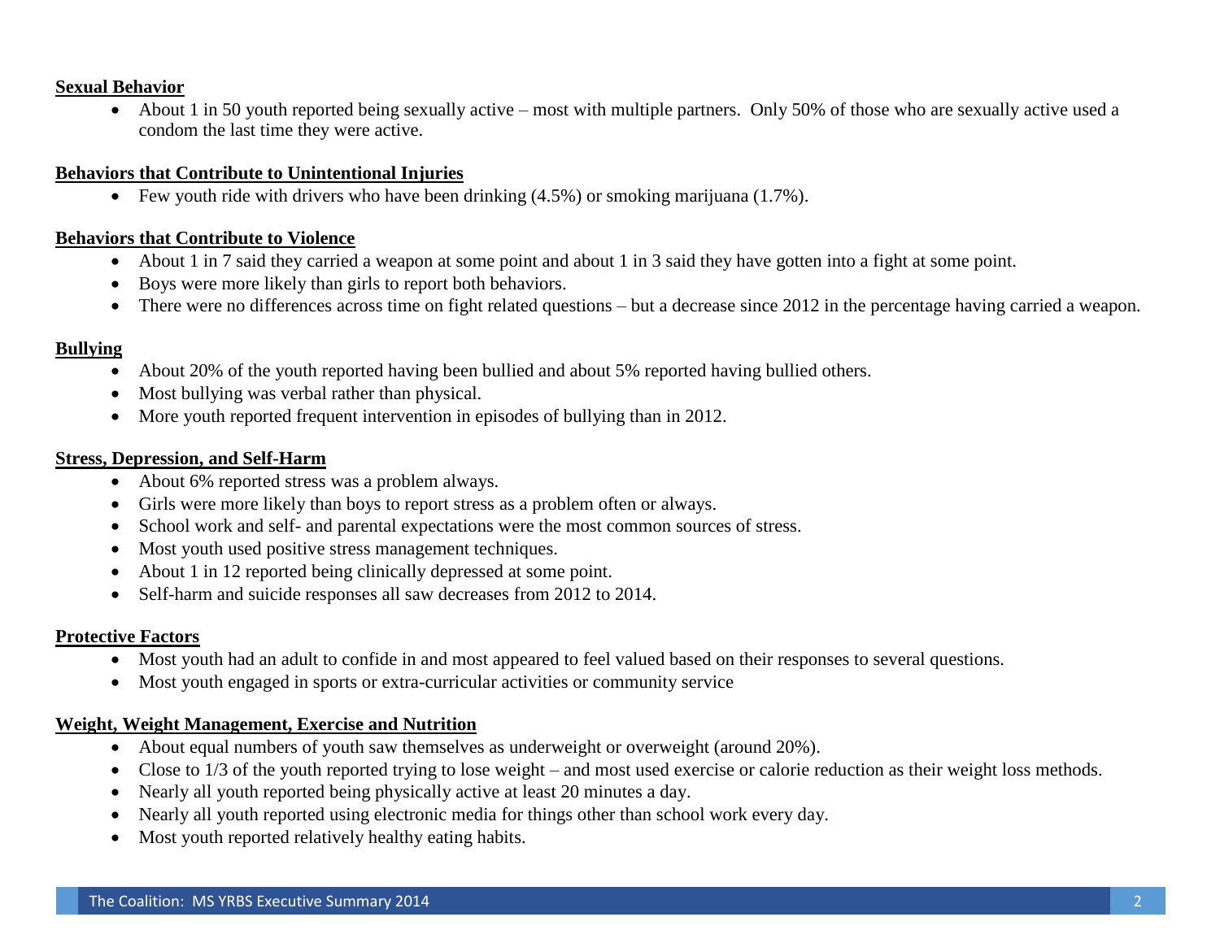**Sexual Behavior**

- About 1 in 50 youth reported being sexually active – most with multiple partners. Only 50% of those who are sexually active used a condom the last time they were active.

**Behaviors that Contribute to Unintentional Injuries**

- Few youth ride with drivers who have been drinking (4.5%) or smoking marijuana (1.7%).

**Behaviors that Contribute to Violence**

- About 1 in 7 said they carried a weapon at some point and about 1 in 3 said they have gotten into a fight at some point.
- Boys were more likely than girls to report both behaviors.
- There were no differences across time on fight related questions – but a decrease since 2012 in the percentage having carried a weapon.

**Bullying**

- About 20% of the youth reported having been bullied and about 5% reported having bullied others.
- Most bullying was verbal rather than physical.
- More youth reported frequent intervention in episodes of bullying than in 2012.

**Stress, Depression, and Self-Harm**

- About 6% reported stress was a problem always.
- Girls were more likely than boys to report stress as a problem often or always.
- School work and self- and parental expectations were the most common sources of stress.
- Most youth used positive stress management techniques.
- About 1 in 12 reported being clinically depressed at some point.
- Self-harm and suicide responses all saw decreases from 2012 to 2014.

**Protective Factors**

- Most youth had an adult to confide in and most appeared to feel valued based on their responses to several questions.
- Most youth engaged in sports or extra-curricular activities or community service

**Weight, Weight Management, Exercise and Nutrition**

- About equal numbers of youth saw themselves as underweight or overweight (around 20%).
- Close to 1/3 of the youth reported trying to lose weight – and most used exercise or calorie reduction as their weight loss methods.
- Nearly all youth reported being physically active at least 20 minutes a day.
- Nearly all youth reported using electronic media for things other than school work every day.
- Most youth reported relatively healthy eating habits.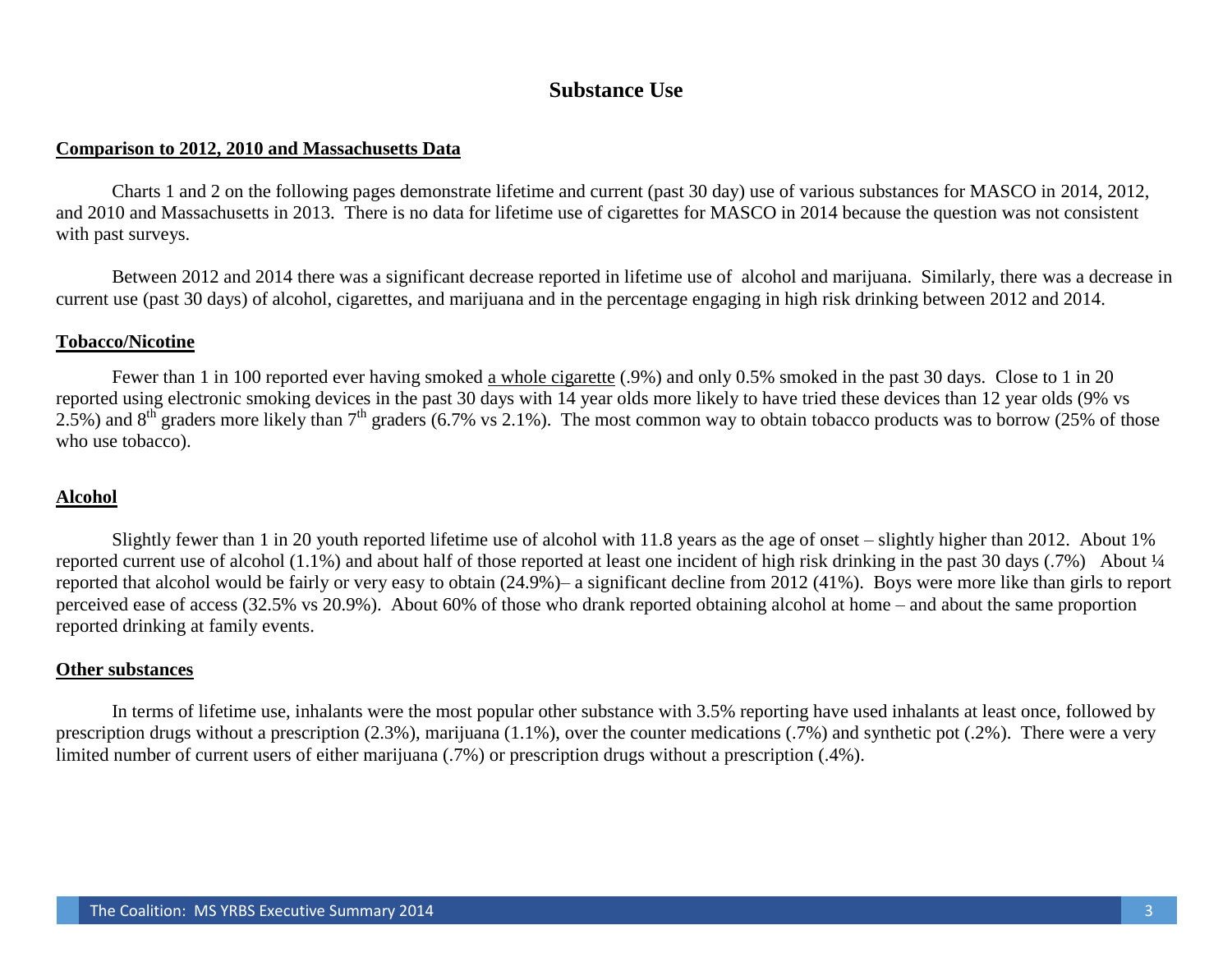# Substance Use

## Comparison to 2012, 2010 and Massachusetts Data

Charts 1 and 2 on the following pages demonstrate lifetime and current (past 30 day) use of various substances for MASCO in 2014, 2012, and 2010 and Massachusetts in 2013. There is no data for lifetime use of cigarettes for MASCO in 2014 because the question was not consistent with past surveys.

Between 2012 and 2014 there was a significant decrease reported in lifetime use of alcohol and marijuana. Similarly, there was a decrease in current use (past 30 days) of alcohol, cigarettes, and marijuana and in the percentage engaging in high risk drinking between 2012 and 2014.

## Tobacco/Nicotine

Fewer than 1 in 100 reported ever having smoked a whole cigarette (.9%) and only 0.5% smoked in the past 30 days. Close to 1 in 20 reported using electronic smoking devices in the past 30 days with 14 year olds more likely to have tried these devices than 12 year olds (9% vs 2.5%) and 8th graders more likely than 7th graders (6.7% vs 2.1%). The most common way to obtain tobacco products was to borrow (25% of those who use tobacco).

## Alcohol

Slightly fewer than 1 in 20 youth reported lifetime use of alcohol with 11.8 years as the age of onset – slightly higher than 2012. About 1% reported current use of alcohol (1.1%) and about half of those reported at least one incident of high risk drinking in the past 30 days (.7%) About ¼ reported that alcohol would be fairly or very easy to obtain (24.9%)– a significant decline from 2012 (41%). Boys were more like than girls to report perceived ease of access (32.5% vs 20.9%). About 60% of those who drank reported obtaining alcohol at home – and about the same proportion reported drinking at family events.

## Other substances

In terms of lifetime use, inhalants were the most popular other substance with 3.5% reporting have used inhalants at least once, followed by prescription drugs without a prescription (2.3%), marijuana (1.1%), over the counter medications (.7%) and synthetic pot (.2%). There were a very limited number of current users of either marijuana (.7%) or prescription drugs without a prescription (.4%).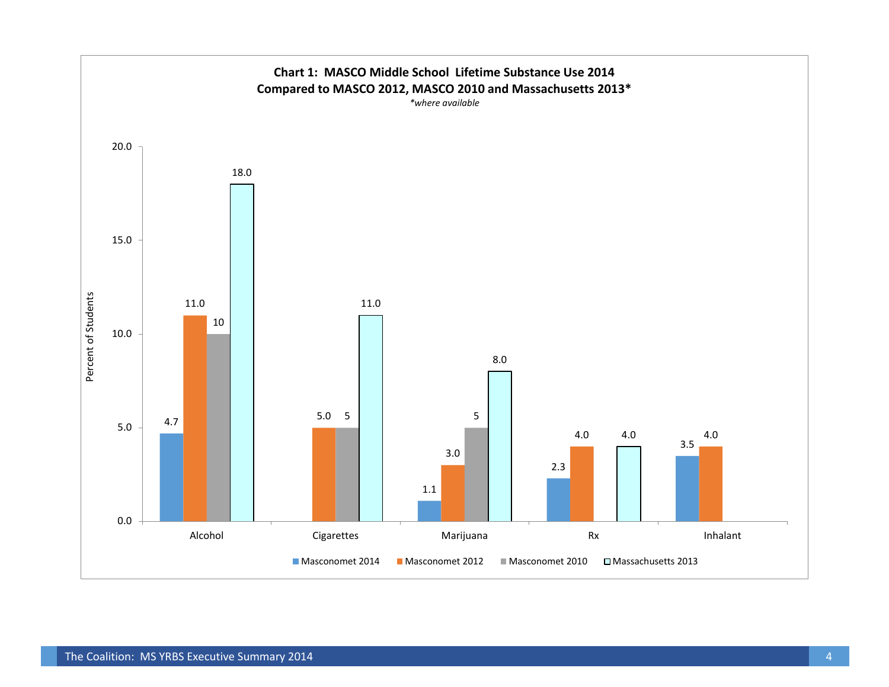**Chart 1: MASCO Middle School Lifetime Substance Use 2014**
**Compared to MASCO 2012, MASCO 2010 and Massachusetts 2013***

*\*where available*

Percent of Students

| | Masconomet 2014 | Masconomet 2012 | Masconomet 2010 | Massachusetts 2013 |
|---|---|---|---|---|
| Alcohol | 4.7 | 11.0 | 10 | 18.0 |
| Cigarettes | | 5.0 | 5 | 11.0 |
| Marijuana | 1.1 | 3.0 | 5 | 8.0 |
| Rx | 2.3 | 4.0 | | 4.0 |
| Inhalant | 3.5 | 4.0 | | |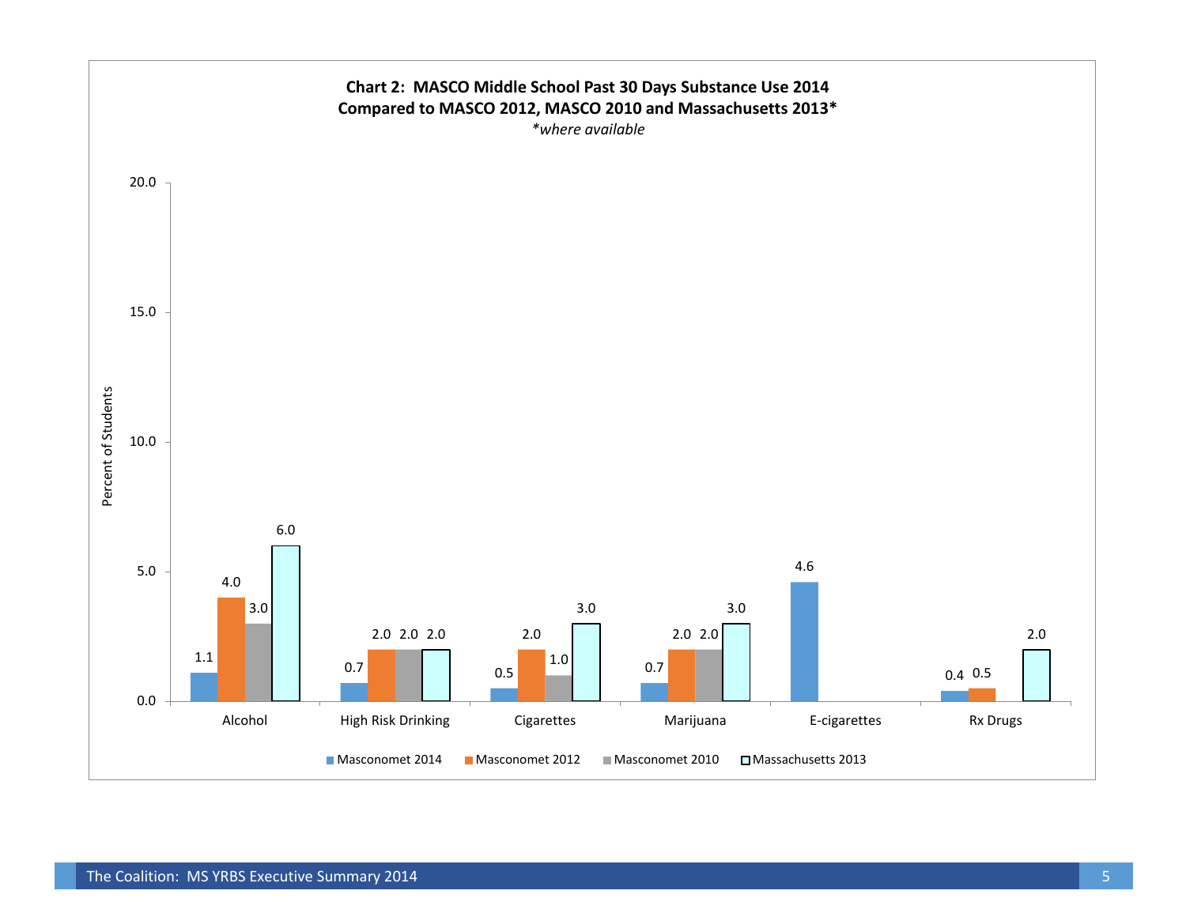**Chart 2: MASCO Middle School Past 30 Days Substance Use 2014**
**Compared to MASCO 2012, MASCO 2010 and Massachusetts 2013***
*\*where available*

| Substance | Masconomet 2014 | Masconomet 2012 | Masconomet 2010 | Massachusetts 2013 |
|---|---|---|---|---|
| Alcohol | 1.1 | 4.0 | 3.0 | 6.0 |
| High Risk Drinking | 0.7 | 2.0 | 2.0 | 2.0 |
| Cigarettes | 0.5 | 2.0 | 1.0 | 3.0 |
| Marijuana | 0.7 | 2.0 | 2.0 | 3.0 |
| E-cigarettes | 4.6 | | | |
| Rx Drugs | 0.4 | 0.5 | | 2.0 |

Percent of Students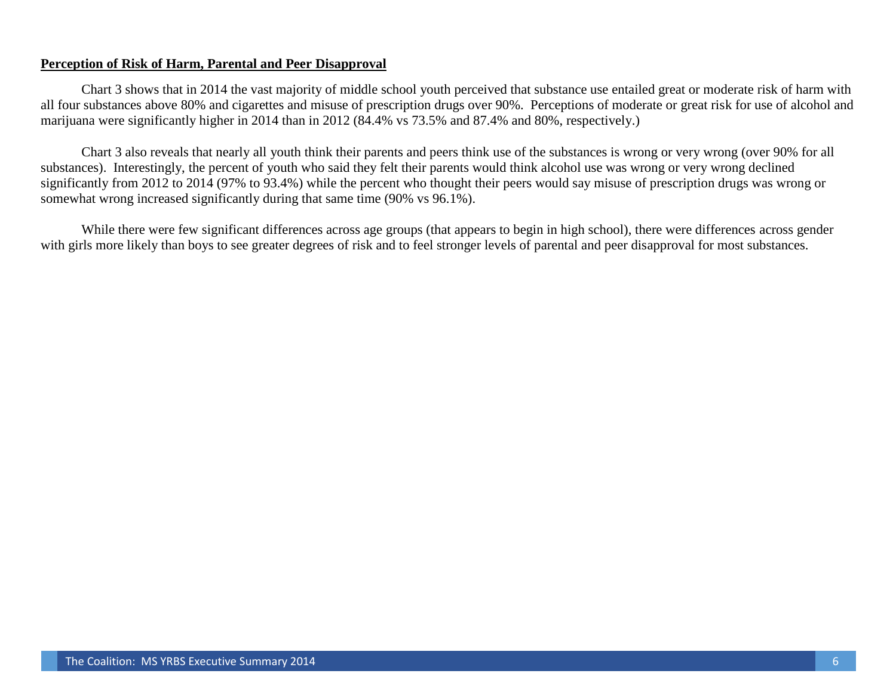## Perception of Risk of Harm, Parental and Peer Disapproval

Chart 3 shows that in 2014 the vast majority of middle school youth perceived that substance use entailed great or moderate risk of harm with all four substances above 80% and cigarettes and misuse of prescription drugs over 90%. Perceptions of moderate or great risk for use of alcohol and marijuana were significantly higher in 2014 than in 2012 (84.4% vs 73.5% and 87.4% and 80%, respectively.)

Chart 3 also reveals that nearly all youth think their parents and peers think use of the substances is wrong or very wrong (over 90% for all substances). Interestingly, the percent of youth who said they felt their parents would think alcohol use was wrong or very wrong declined significantly from 2012 to 2014 (97% to 93.4%) while the percent who thought their peers would say misuse of prescription drugs was wrong or somewhat wrong increased significantly during that same time (90% vs 96.1%).

While there were few significant differences across age groups (that appears to begin in high school), there were differences across gender with girls more likely than boys to see greater degrees of risk and to feel stronger levels of parental and peer disapproval for most substances.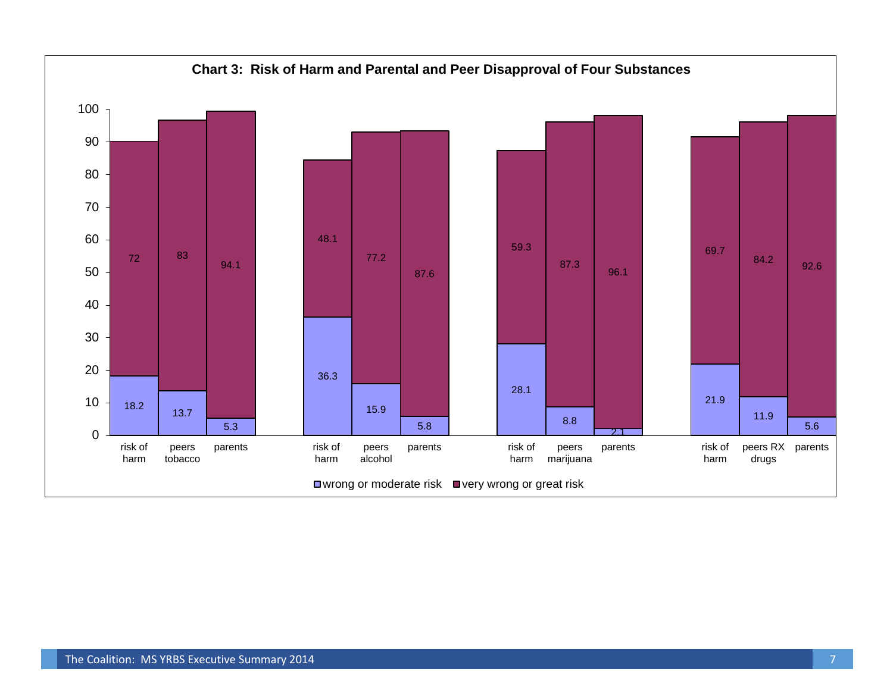**Chart 3: Risk of Harm and Parental and Peer Disapproval of Four Substances**

| Substance | Measure | wrong or moderate risk | very wrong or great risk |
|---|---|---|---|
| Tobacco | risk of harm | 18.2 | 72 |
| Tobacco | peers tobacco | 13.7 | 83 |
| Tobacco | parents | 5.3 | 94.1 |
| Alcohol | risk of harm | 36.3 | 48.1 |
| Alcohol | peers alcohol | 15.9 | 77.2 |
| Alcohol | parents | 5.8 | 87.6 |
| Marijuana | risk of harm | 28.1 | 59.3 |
| Marijuana | peers marijuana | 8.8 | 87.3 |
| Marijuana | parents | 2.1 | 96.1 |
| RX drugs | risk of harm | 21.9 | 69.7 |
| RX drugs | peers RX drugs | 11.9 | 84.2 |
| RX drugs | parents | 5.6 | 92.6 |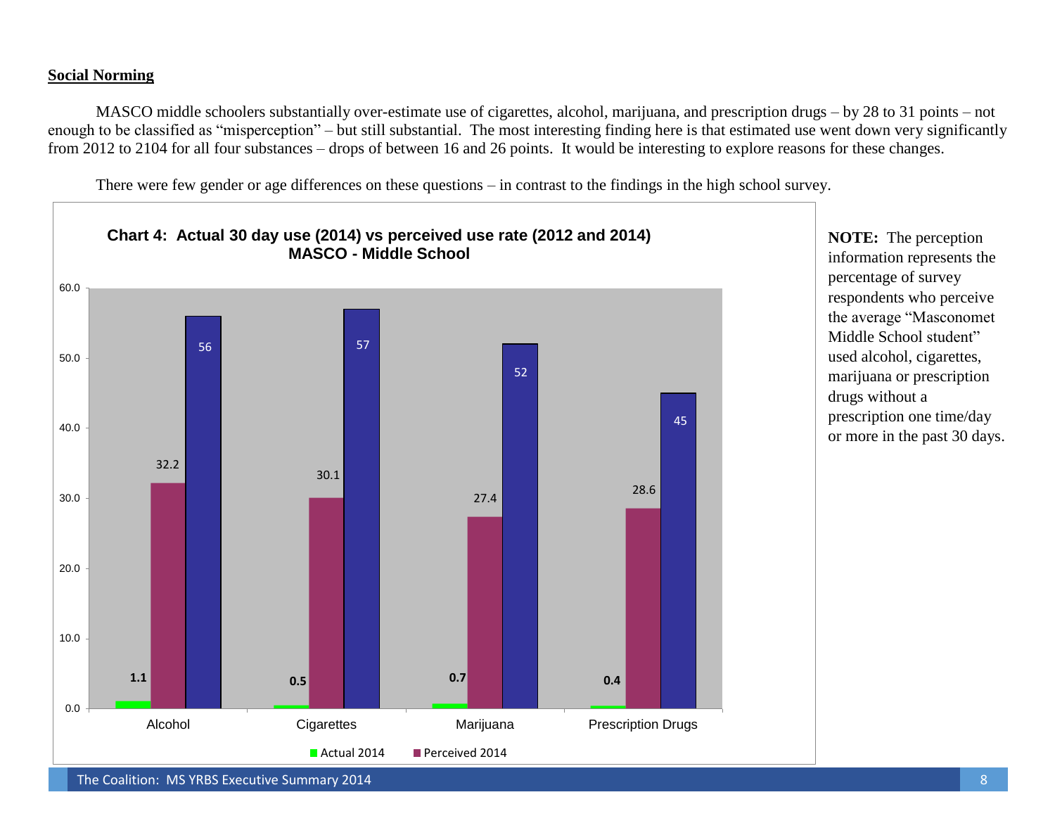## Social Norming

MASCO middle schoolers substantially over-estimate use of cigarettes, alcohol, marijuana, and prescription drugs – by 28 to 31 points – not enough to be classified as "misperception" – but still substantial. The most interesting finding here is that estimated use went down very significantly from 2012 to 2104 for all four substances – drops of between 16 and 26 points. It would be interesting to explore reasons for these changes.

There were few gender or age differences on these questions – in contrast to the findings in the high school survey.

**Chart 4: Actual 30 day use (2014) vs perceived use rate (2012 and 2014) MASCO - Middle School**

| | Actual 2014 | Perceived 2014 | |
|---|---|---|---|
| Alcohol | 1.1 | 32.2 | 56 |
| Cigarettes | 0.5 | 30.1 | 57 |
| Marijuana | 0.7 | 27.4 | 52 |
| Prescription Drugs | 0.4 | 28.6 | 45 |

**NOTE:** The perception information represents the percentage of survey respondents who perceive the average "Masconomet Middle School student" used alcohol, cigarettes, marijuana or prescription drugs without a prescription one time/day or more in the past 30 days.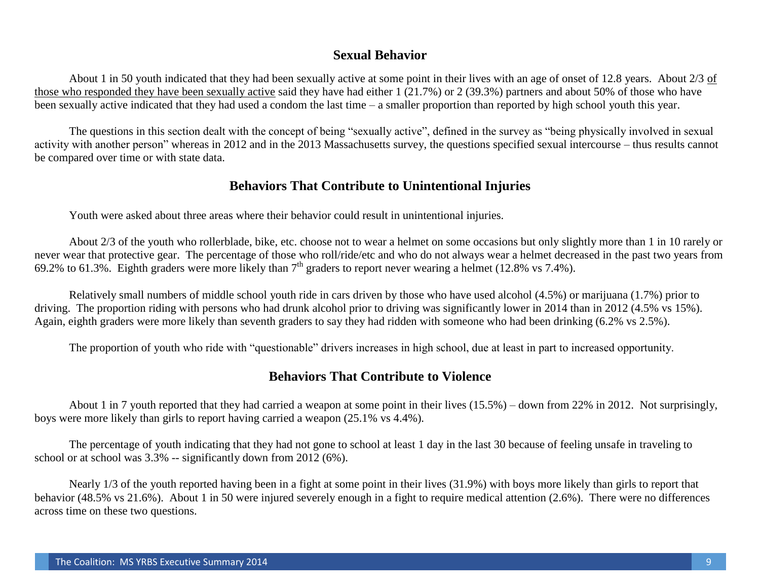## Sexual Behavior

About 1 in 50 youth indicated that they had been sexually active at some point in their lives with an age of onset of 12.8 years. About 2/3 of those who responded they have been sexually active said they have had either 1 (21.7%) or 2 (39.3%) partners and about 50% of those who have been sexually active indicated that they had used a condom the last time – a smaller proportion than reported by high school youth this year.

The questions in this section dealt with the concept of being "sexually active", defined in the survey as "being physically involved in sexual activity with another person" whereas in 2012 and in the 2013 Massachusetts survey, the questions specified sexual intercourse – thus results cannot be compared over time or with state data.

## Behaviors That Contribute to Unintentional Injuries

Youth were asked about three areas where their behavior could result in unintentional injuries.

About 2/3 of the youth who rollerblade, bike, etc. choose not to wear a helmet on some occasions but only slightly more than 1 in 10 rarely or never wear that protective gear. The percentage of those who roll/ride/etc and who do not always wear a helmet decreased in the past two years from 69.2% to 61.3%. Eighth graders were more likely than 7th graders to report never wearing a helmet (12.8% vs 7.4%).

Relatively small numbers of middle school youth ride in cars driven by those who have used alcohol (4.5%) or marijuana (1.7%) prior to driving. The proportion riding with persons who had drunk alcohol prior to driving was significantly lower in 2014 than in 2012 (4.5% vs 15%). Again, eighth graders were more likely than seventh graders to say they had ridden with someone who had been drinking (6.2% vs 2.5%).

The proportion of youth who ride with "questionable" drivers increases in high school, due at least in part to increased opportunity.

## Behaviors That Contribute to Violence

About 1 in 7 youth reported that they had carried a weapon at some point in their lives (15.5%) – down from 22% in 2012. Not surprisingly, boys were more likely than girls to report having carried a weapon (25.1% vs 4.4%).

The percentage of youth indicating that they had not gone to school at least 1 day in the last 30 because of feeling unsafe in traveling to school or at school was 3.3% -- significantly down from 2012 (6%).

Nearly 1/3 of the youth reported having been in a fight at some point in their lives (31.9%) with boys more likely than girls to report that behavior (48.5% vs 21.6%). About 1 in 50 were injured severely enough in a fight to require medical attention (2.6%). There were no differences across time on these two questions.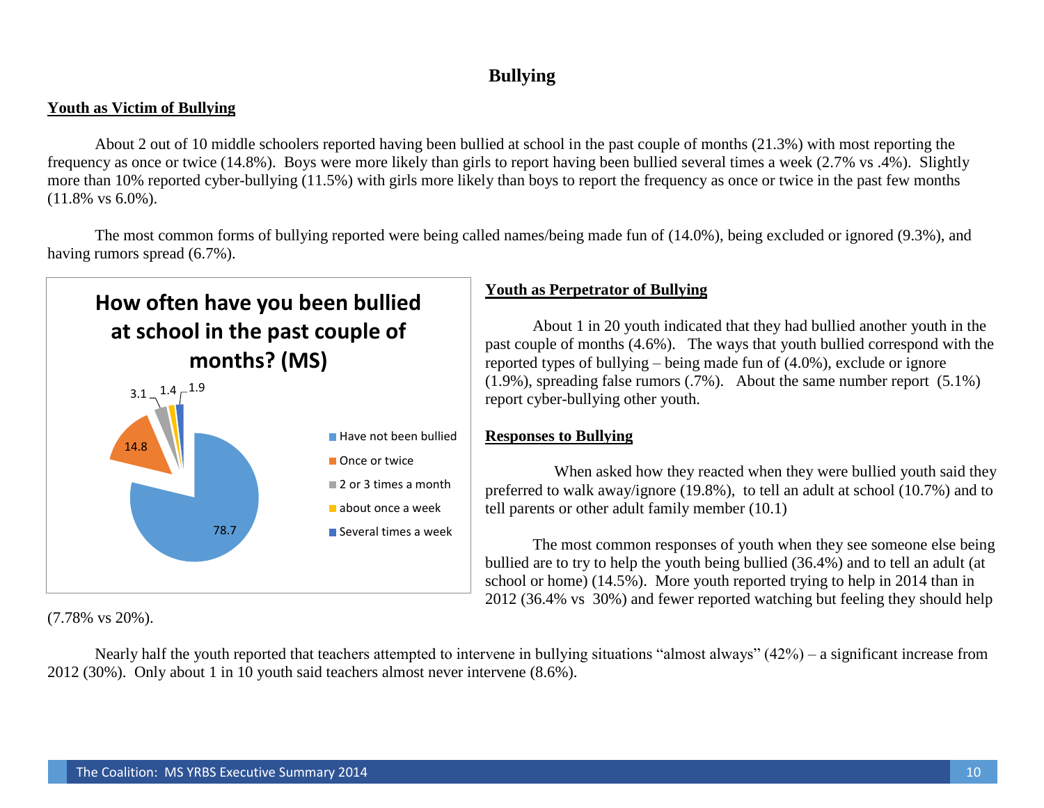# Bullying

## Youth as Victim of Bullying

About 2 out of 10 middle schoolers reported having been bullied at school in the past couple of months (21.3%) with most reporting the frequency as once or twice (14.8%). Boys were more likely than girls to report having been bullied several times a week (2.7% vs .4%). Slightly more than 10% reported cyber-bullying (11.5%) with girls more likely than boys to report the frequency as once or twice in the past few months (11.8% vs 6.0%).

The most common forms of bullying reported were being called names/being made fun of (14.0%), being excluded or ignored (9.3%), and having rumors spread (6.7%).

**How often have you been bullied at school in the past couple of months? (MS)**

| Response | % |
| --- | --- |
| Have not been bullied | 78.7 |
| Once or twice | 14.8 |
| 2 or 3 times a month | 3.1 |
| about once a week | 1.4 |
| Several times a week | 1.9 |

## Youth as Perpetrator of Bullying

About 1 in 20 youth indicated that they had bullied another youth in the past couple of months (4.6%). The ways that youth bullied correspond with the reported types of bullying – being made fun of (4.0%), exclude or ignore (1.9%), spreading false rumors (.7%). About the same number report (5.1%) report cyber-bullying other youth.

## Responses to Bullying

When asked how they reacted when they were bullied youth said they preferred to walk away/ignore (19.8%), to tell an adult at school (10.7%) and to tell parents or other adult family member (10.1)

The most common responses of youth when they see someone else being bullied are to try to help the youth being bullied (36.4%) and to tell an adult (at school or home) (14.5%). More youth reported trying to help in 2014 than in 2012 (36.4% vs 30%) and fewer reported watching but feeling they should help (7.78% vs 20%).

Nearly half the youth reported that teachers attempted to intervene in bullying situations "almost always" (42%) – a significant increase from 2012 (30%). Only about 1 in 10 youth said teachers almost never intervene (8.6%).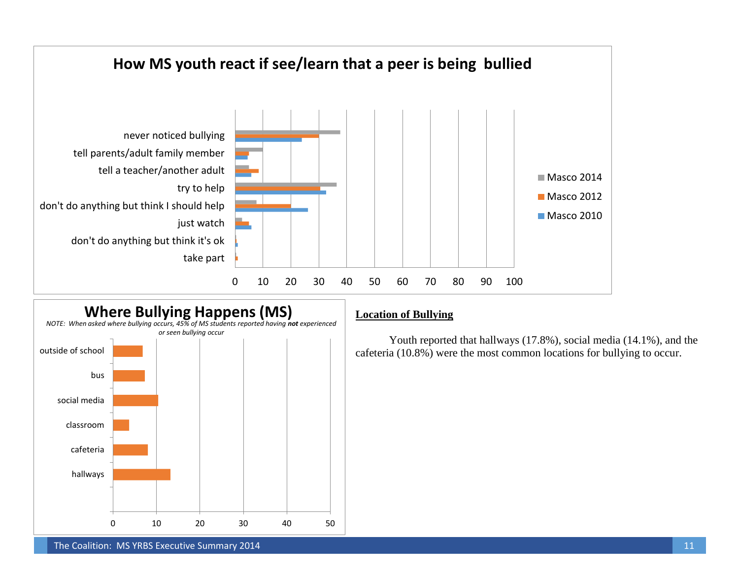## How MS youth react if see/learn that a peer is being bullied

Categories: never noticed bullying; tell parents/adult family member; tell a teacher/another adult; try to help; don't do anything but think I should help; just watch; don't do anything but think it's ok; take part

Legend: Masco 2014, Masco 2012, Masco 2010

Axis: 0 10 20 30 40 50 60 70 80 90 100

## Where Bullying Happens (MS)

*NOTE: When asked where bullying occurs, 45% of MS students reported having **not** experienced or seen bullying occur*

Categories: outside of school; bus; social media; classroom; cafeteria; hallways

Axis: 0 10 20 30 40 50

## Location of Bullying

Youth reported that hallways (17.8%), social media (14.1%), and the cafeteria (10.8%) were the most common locations for bullying to occur.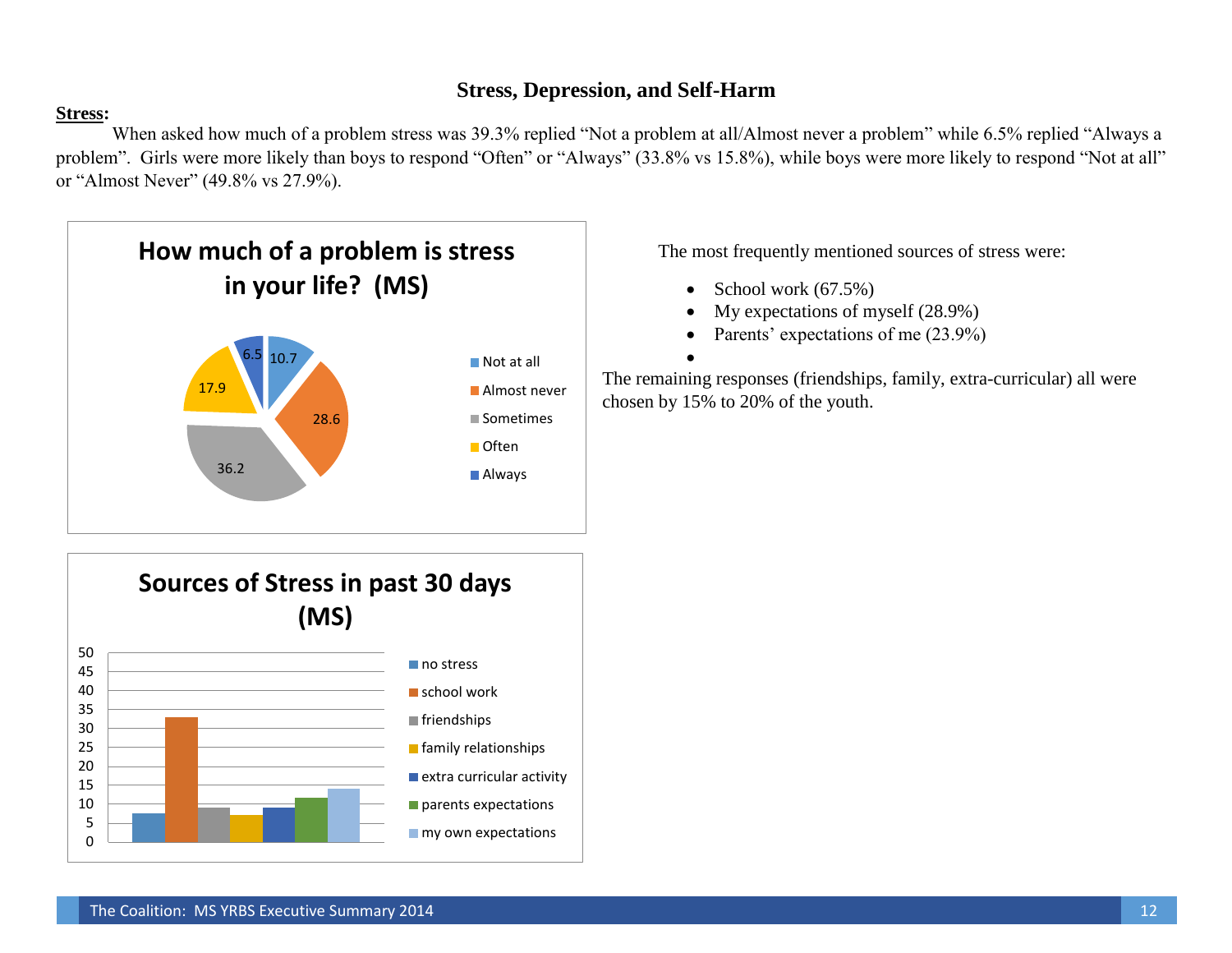# Stress, Depression, and Self-Harm

**Stress:**

When asked how much of a problem stress was 39.3% replied "Not a problem at all/Almost never a problem" while 6.5% replied "Always a problem". Girls were more likely than boys to respond "Often" or "Always" (33.8% vs 15.8%), while boys were more likely to respond "Not at all" or "Almost Never" (49.8% vs 27.9%).

**How much of a problem is stress in your life? (MS)**

| Response | % |
|---|---|
| Not at all | 10.7 |
| Almost never | 28.6 |
| Sometimes | 36.2 |
| Often | 17.9 |
| Always | 6.5 |

**Sources of Stress in past 30 days (MS)**

Legend: no stress, school work, friendships, family relationships, extra curricular activity, parents expectations, my own expectations

The most frequently mentioned sources of stress were:

- School work (67.5%)
- My expectations of myself (28.9%)
- Parents' expectations of me (23.9%)
-

The remaining responses (friendships, family, extra-curricular) all were chosen by 15% to 20% of the youth.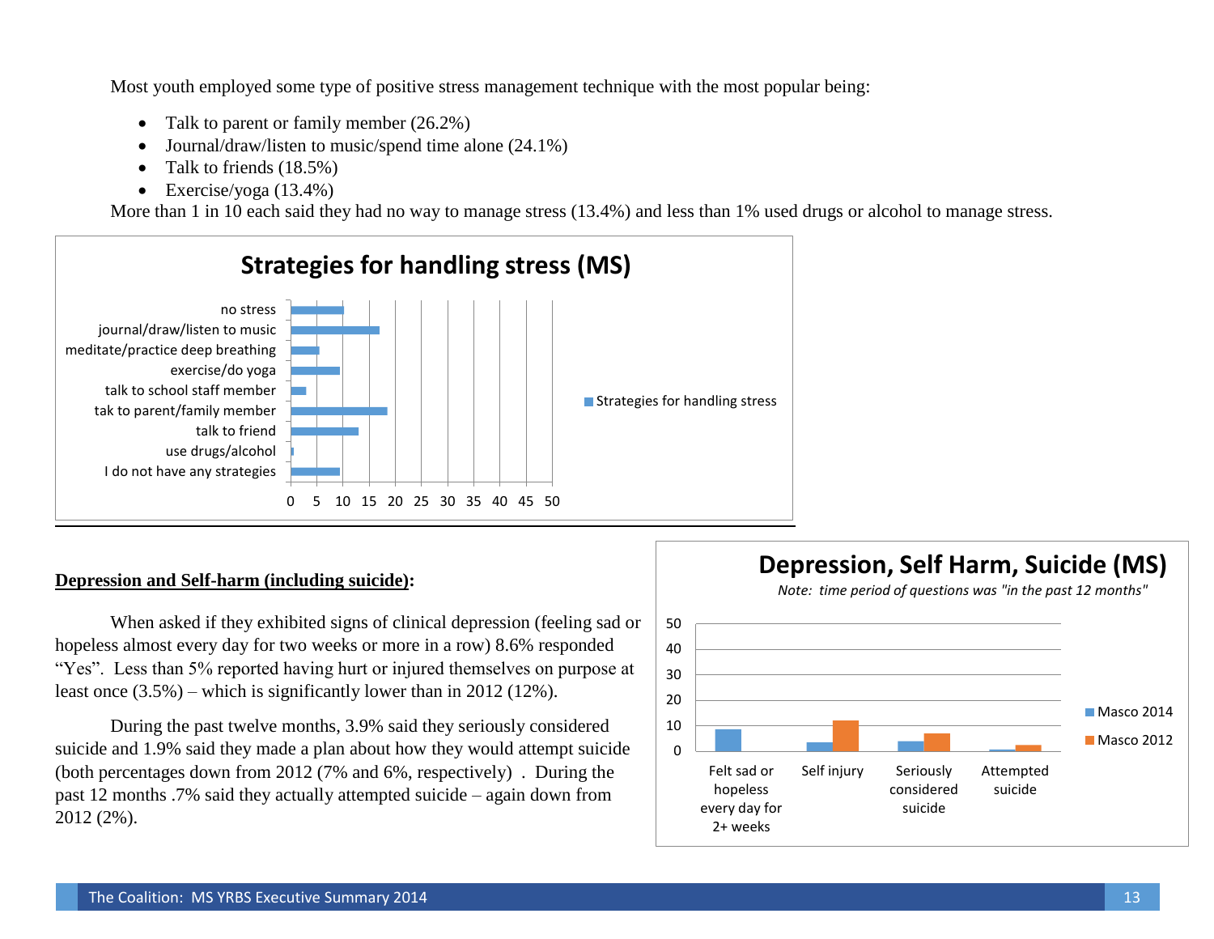Most youth employed some type of positive stress management technique with the most popular being:

- Talk to parent or family member (26.2%)
- Journal/draw/listen to music/spend time alone (24.1%)
- Talk to friends (18.5%)
- Exercise/yoga (13.4%)

More than 1 in 10 each said they had no way to manage stress (13.4%) and less than 1% used drugs or alcohol to manage stress.

**Strategies for handling stress (MS)**

no stress
journal/draw/listen to music
meditate/practice deep breathing
exercise/do yoga
talk to school staff member
tak to parent/family member
talk to friend
use drugs/alcohol
I do not have any strategies

0 5 10 15 20 25 30 35 40 45 50

Strategies for handling stress

## Depression and Self-harm (including suicide):

When asked if they exhibited signs of clinical depression (feeling sad or hopeless almost every day for two weeks or more in a row) 8.6% responded "Yes". Less than 5% reported having hurt or injured themselves on purpose at least once (3.5%) – which is significantly lower than in 2012 (12%).

During the past twelve months, 3.9% said they seriously considered suicide and 1.9% said they made a plan about how they would attempt suicide (both percentages down from 2012 (7% and 6%, respectively) . During the past 12 months .7% said they actually attempted suicide – again down from 2012 (2%).

**Depression, Self Harm, Suicide (MS)**

*Note: time period of questions was "in the past 12 months"*

50
40
30
20
10
0

Felt sad or hopeless every day for 2+ weeks
Self injury
Seriously considered suicide
Attempted suicide

Masco 2014
Masco 2012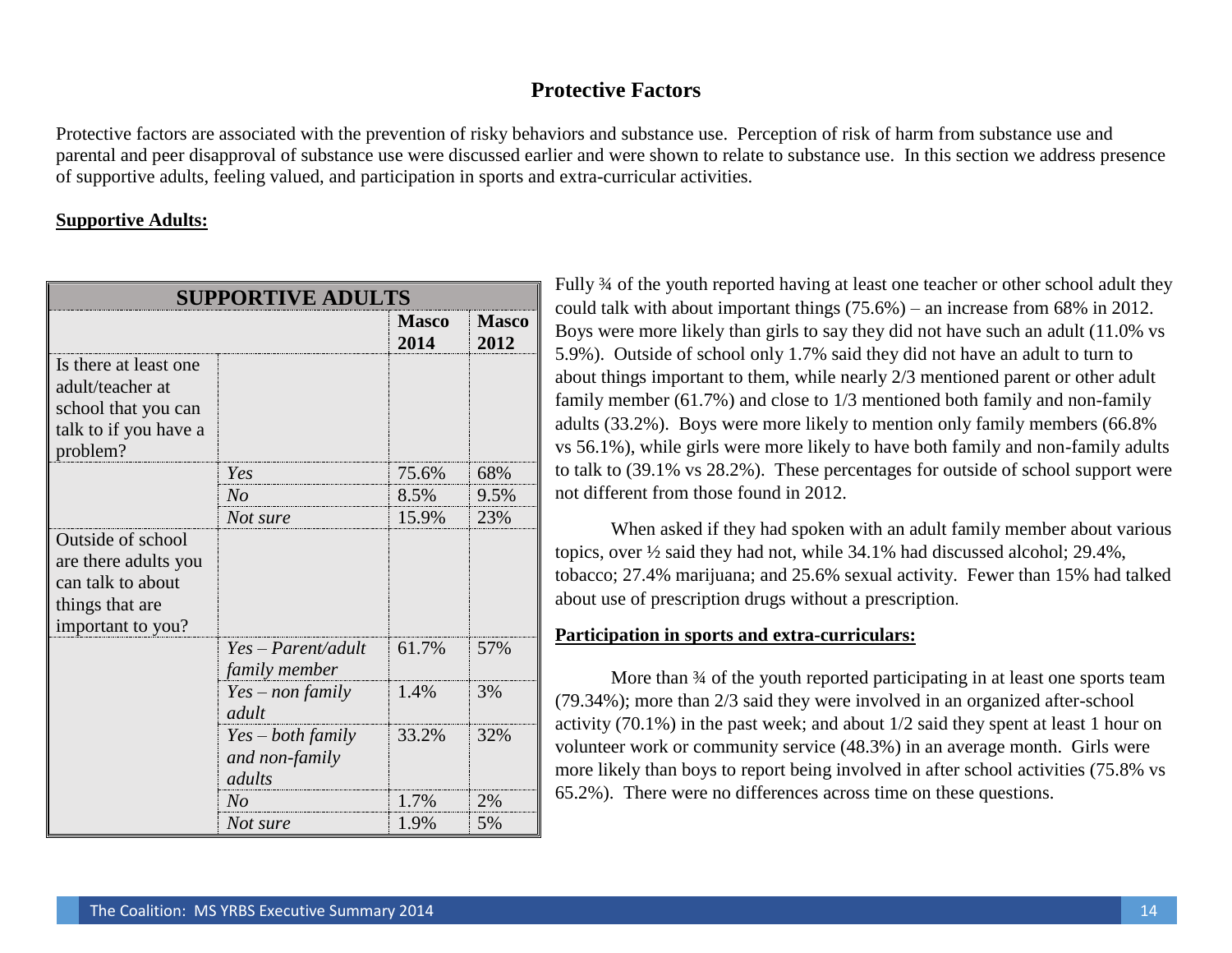# Protective Factors

Protective factors are associated with the prevention of risky behaviors and substance use. Perception of risk of harm from substance use and parental and peer disapproval of substance use were discussed earlier and were shown to relate to substance use. In this section we address presence of supportive adults, feeling valued, and participation in sports and extra-curricular activities.

**Supportive Adults:**

| SUPPORTIVE ADULTS | | | |
|---|---|---|---|
| | | **Masco 2014** | **Masco 2012** |
| Is there at least one adult/teacher at school that you can talk to if you have a problem? | | | |
| | *Yes* | 75.6% | 68% |
| | *No* | 8.5% | 9.5% |
| | *Not sure* | 15.9% | 23% |
| Outside of school are there adults you can talk to about things that are important to you? | | | |
| | *Yes – Parent/adult family member* | 61.7% | 57% |
| | *Yes – non family adult* | 1.4% | 3% |
| | *Yes – both family and non-family adults* | 33.2% | 32% |
| | *No* | 1.7% | 2% |
| | *Not sure* | 1.9% | 5% |

Fully ¾ of the youth reported having at least one teacher or other school adult they could talk with about important things (75.6%) – an increase from 68% in 2012. Boys were more likely than girls to say they did not have such an adult (11.0% vs 5.9%). Outside of school only 1.7% said they did not have an adult to turn to about things important to them, while nearly 2/3 mentioned parent or other adult family member (61.7%) and close to 1/3 mentioned both family and non-family adults (33.2%). Boys were more likely to mention only family members (66.8% vs 56.1%), while girls were more likely to have both family and non-family adults to talk to (39.1% vs 28.2%). These percentages for outside of school support were not different from those found in 2012.

When asked if they had spoken with an adult family member about various topics, over ½ said they had not, while 34.1% had discussed alcohol; 29.4%, tobacco; 27.4% marijuana; and 25.6% sexual activity. Fewer than 15% had talked about use of prescription drugs without a prescription.

**Participation in sports and extra-curriculars:**

More than ¾ of the youth reported participating in at least one sports team (79.34%); more than 2/3 said they were involved in an organized after-school activity (70.1%) in the past week; and about 1/2 said they spent at least 1 hour on volunteer work or community service (48.3%) in an average month. Girls were more likely than boys to report being involved in after school activities (75.8% vs 65.2%). There were no differences across time on these questions.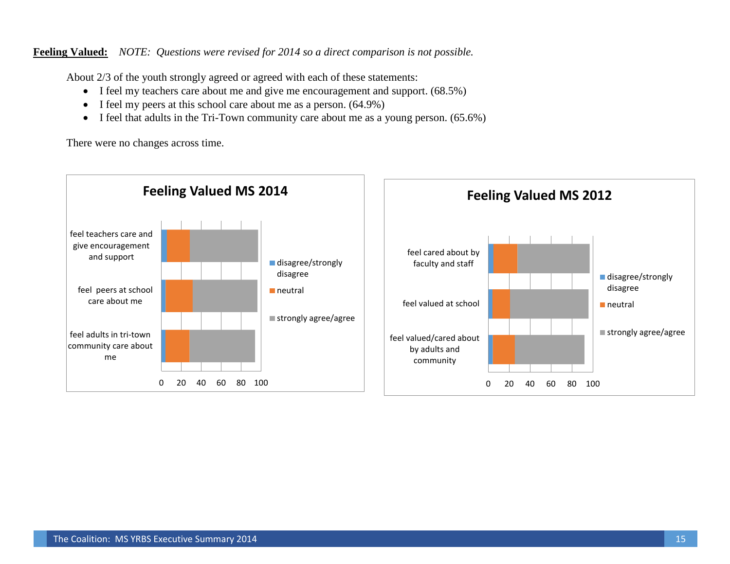**Feeling Valued:** *NOTE: Questions were revised for 2014 so a direct comparison is not possible.*

About 2/3 of the youth strongly agreed or agreed with each of these statements:

- I feel my teachers care about me and give me encouragement and support. (68.5%)
- I feel my peers at this school care about me as a person. (64.9%)
- I feel that adults in the Tri-Town community care about me as a young person. (65.6%)

There were no changes across time.

**Feeling Valued MS 2014**

feel teachers care and give encouragement and support

feel peers at school care about me

feel adults in tri-town community care about me

0 20 40 60 80 100

disagree/strongly disagree

neutral

strongly agree/agree

**Feeling Valued MS 2012**

feel cared about by faculty and staff

feel valued at school

feel valued/cared about by adults and community

0 20 40 60 80 100

disagree/strongly disagree

neutral

strongly agree/agree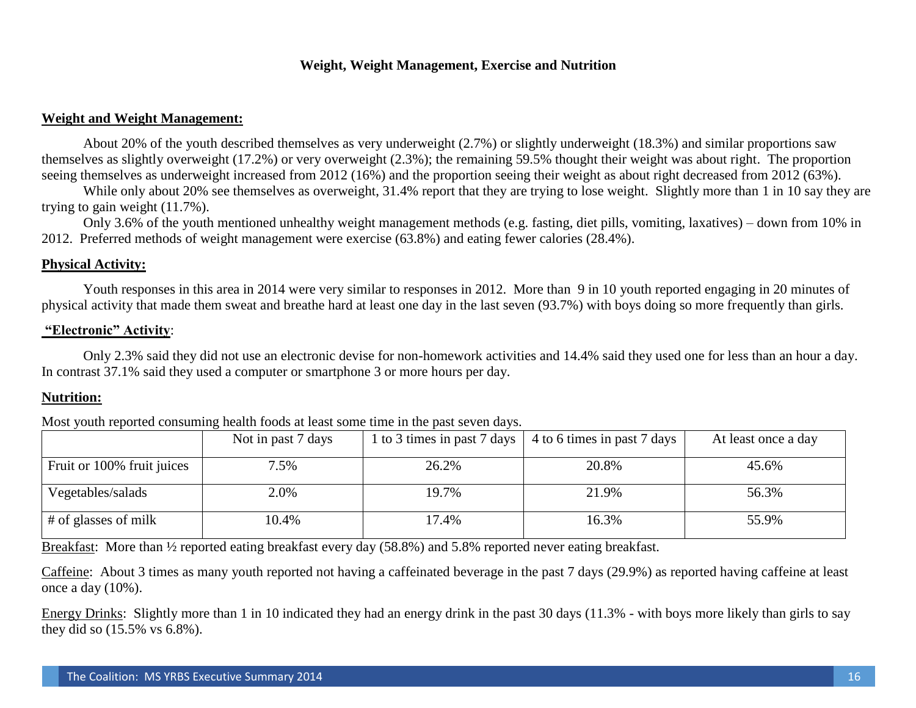# Weight, Weight Management, Exercise and Nutrition

## Weight and Weight Management:

About 20% of the youth described themselves as very underweight (2.7%) or slightly underweight (18.3%) and similar proportions saw themselves as slightly overweight (17.2%) or very overweight (2.3%); the remaining 59.5% thought their weight was about right. The proportion seeing themselves as underweight increased from 2012 (16%) and the proportion seeing their weight as about right decreased from 2012 (63%).

While only about 20% see themselves as overweight, 31.4% report that they are trying to lose weight. Slightly more than 1 in 10 say they are trying to gain weight (11.7%).

Only 3.6% of the youth mentioned unhealthy weight management methods (e.g. fasting, diet pills, vomiting, laxatives) – down from 10% in 2012. Preferred methods of weight management were exercise (63.8%) and eating fewer calories (28.4%).

## Physical Activity:

Youth responses in this area in 2014 were very similar to responses in 2012. More than 9 in 10 youth reported engaging in 20 minutes of physical activity that made them sweat and breathe hard at least one day in the last seven (93.7%) with boys doing so more frequently than girls.

## "Electronic" Activity:

Only 2.3% said they did not use an electronic devise for non-homework activities and 14.4% said they used one for less than an hour a day. In contrast 37.1% said they used a computer or smartphone 3 or more hours per day.

## Nutrition:

Most youth reported consuming health foods at least some time in the past seven days.

| | Not in past 7 days | 1 to 3 times in past 7 days | 4 to 6 times in past 7 days | At least once a day |
|---|---|---|---|---|
| Fruit or 100% fruit juices | 7.5% | 26.2% | 20.8% | 45.6% |
| Vegetables/salads | 2.0% | 19.7% | 21.9% | 56.3% |
| # of glasses of milk | 10.4% | 17.4% | 16.3% | 55.9% |

Breakfast: More than ½ reported eating breakfast every day (58.8%) and 5.8% reported never eating breakfast.

Caffeine: About 3 times as many youth reported not having a caffeinated beverage in the past 7 days (29.9%) as reported having caffeine at least once a day (10%).

Energy Drinks: Slightly more than 1 in 10 indicated they had an energy drink in the past 30 days (11.3% - with boys more likely than girls to say they did so (15.5% vs 6.8%).